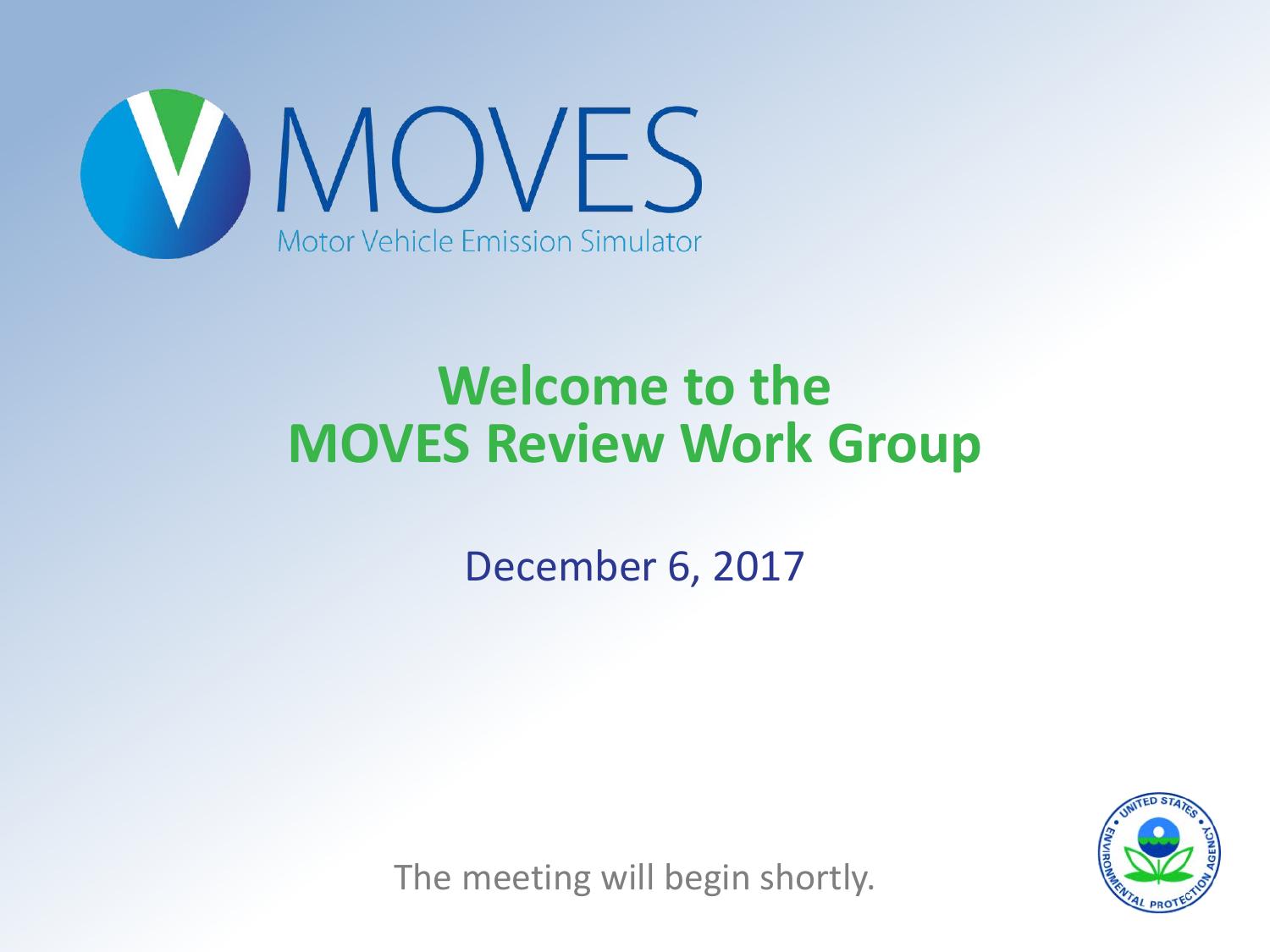MOVES

Motor Vehicle Emission Simulator

# Welcome to the MOVES Review Work Group

December 6, 2017

The meeting will begin shortly.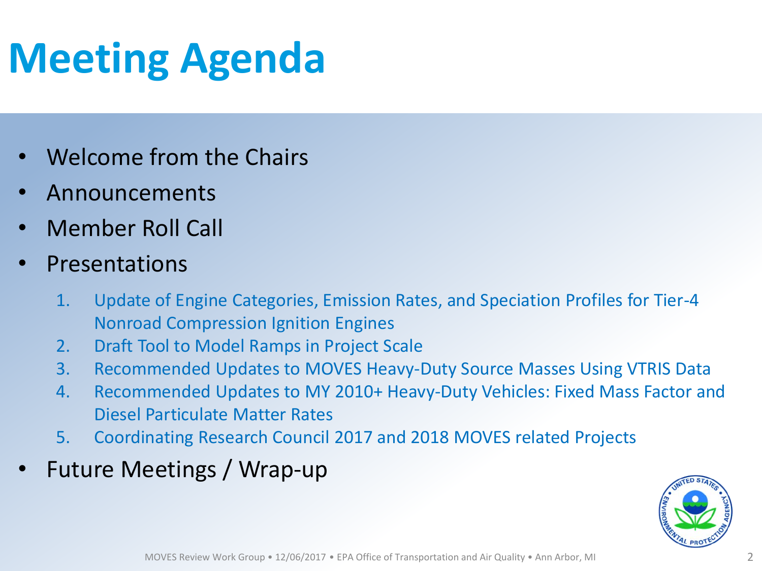# Meeting Agenda

- Welcome from the Chairs
- Announcements
- Member Roll Call
- Presentations
    1. Update of Engine Categories, Emission Rates, and Speciation Profiles for Tier-4 Nonroad Compression Ignition Engines
    2. Draft Tool to Model Ramps in Project Scale
    3. Recommended Updates to MOVES Heavy-Duty Source Masses Using VTRIS Data
    4. Recommended Updates to MY 2010+ Heavy-Duty Vehicles: Fixed Mass Factor and Diesel Particulate Matter Rates
    5. Coordinating Research Council 2017 and 2018 MOVES related Projects
- Future Meetings / Wrap-up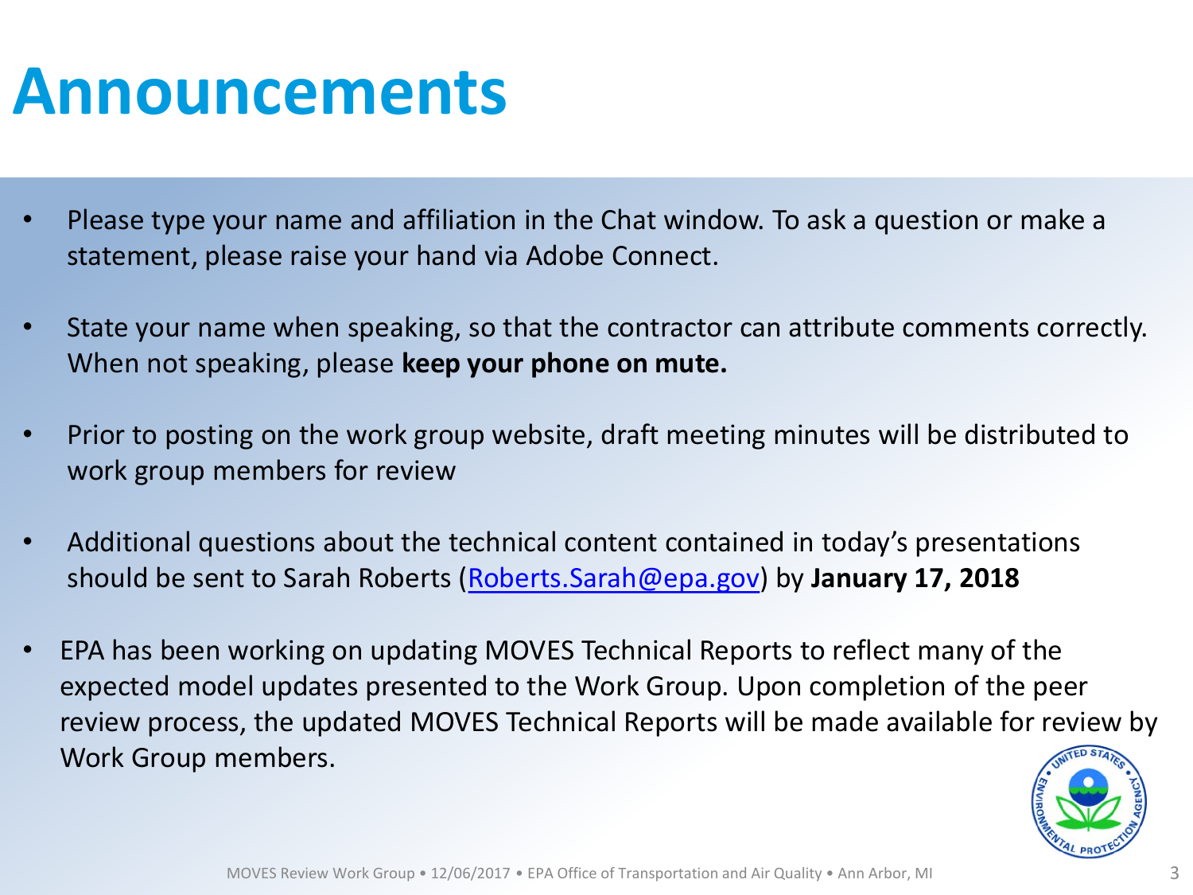# Announcements

- Please type your name and affiliation in the Chat window. To ask a question or make a statement, please raise your hand via Adobe Connect.
- State your name when speaking, so that the contractor can attribute comments correctly. When not speaking, please **keep your phone on mute.**
- Prior to posting on the work group website, draft meeting minutes will be distributed to work group members for review
- Additional questions about the technical content contained in today's presentations should be sent to Sarah Roberts ([Roberts.Sarah@epa.gov](mailto:Roberts.Sarah@epa.gov)) by **January 17, 2018**
- EPA has been working on updating MOVES Technical Reports to reflect many of the expected model updates presented to the Work Group. Upon completion of the peer review process, the updated MOVES Technical Reports will be made available for review by Work Group members.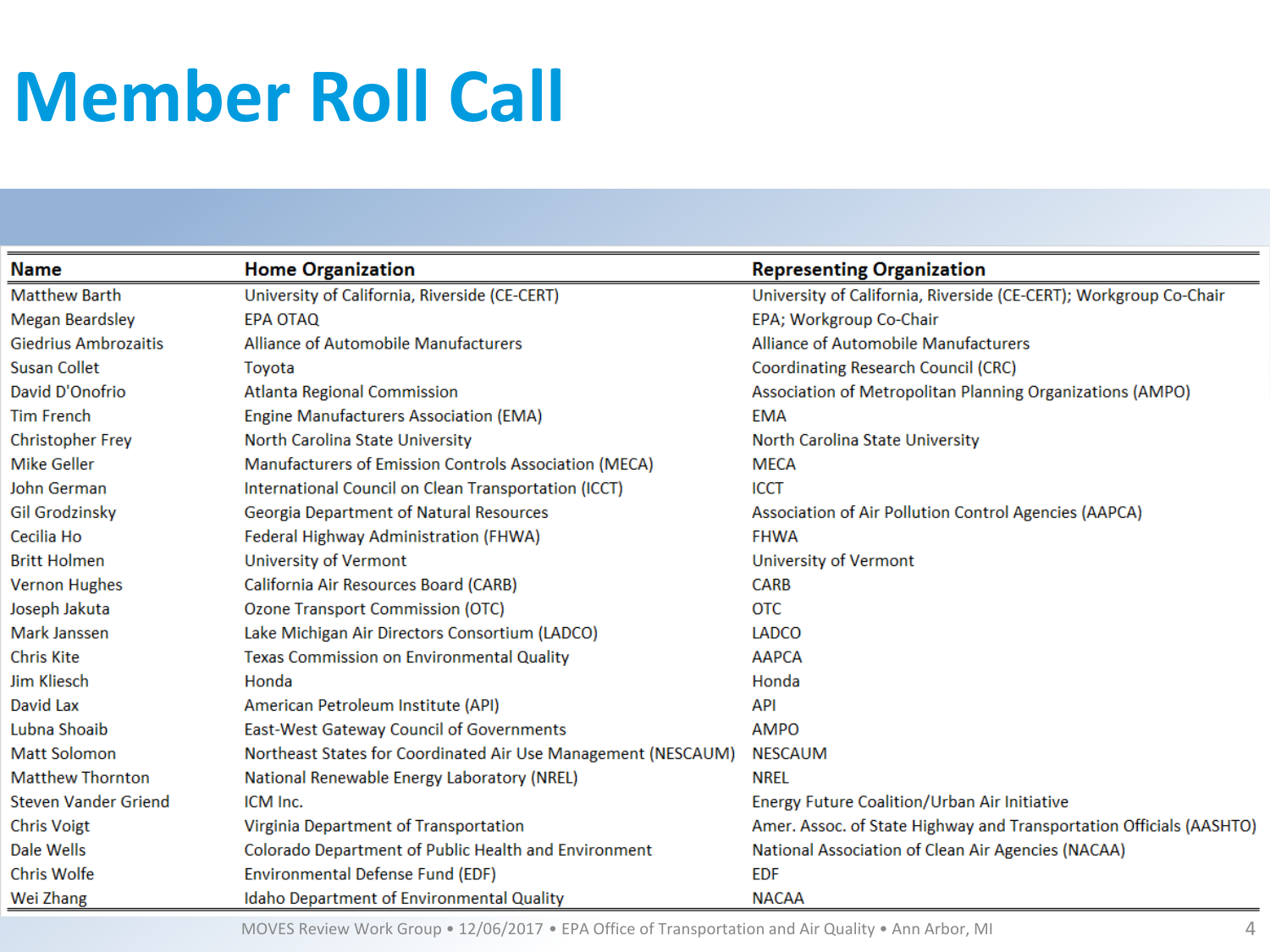# Member Roll Call

| Name | Home Organization | Representing Organization |
|---|---|---|
| Matthew Barth | University of California, Riverside (CE-CERT) | University of California, Riverside (CE-CERT); Workgroup Co-Chair |
| Megan Beardsley | EPA OTAQ | EPA; Workgroup Co-Chair |
| Giedrius Ambrozaitis | Alliance of Automobile Manufacturers | Alliance of Automobile Manufacturers |
| Susan Collet | Toyota | Coordinating Research Council (CRC) |
| David D'Onofrio | Atlanta Regional Commission | Association of Metropolitan Planning Organizations (AMPO) |
| Tim French | Engine Manufacturers Association (EMA) | EMA |
| Christopher Frey | North Carolina State University | North Carolina State University |
| Mike Geller | Manufacturers of Emission Controls Association (MECA) | MECA |
| John German | International Council on Clean Transportation (ICCT) | ICCT |
| Gil Grodzinsky | Georgia Department of Natural Resources | Association of Air Pollution Control Agencies (AAPCA) |
| Cecilia Ho | Federal Highway Administration (FHWA) | FHWA |
| Britt Holmen | University of Vermont | University of Vermont |
| Vernon Hughes | California Air Resources Board (CARB) | CARB |
| Joseph Jakuta | Ozone Transport Commission (OTC) | OTC |
| Mark Janssen | Lake Michigan Air Directors Consortium (LADCO) | LADCO |
| Chris Kite | Texas Commission on Environmental Quality | AAPCA |
| Jim Kliesch | Honda | Honda |
| David Lax | American Petroleum Institute (API) | API |
| Lubna Shoaib | East-West Gateway Council of Governments | AMPO |
| Matt Solomon | Northeast States for Coordinated Air Use Management (NESCAUM) | NESCAUM |
| Matthew Thornton | National Renewable Energy Laboratory (NREL) | NREL |
| Steven Vander Griend | ICM Inc. | Energy Future Coalition/Urban Air Initiative |
| Chris Voigt | Virginia Department of Transportation | Amer. Assoc. of State Highway and Transportation Officials (AASHTO) |
| Dale Wells | Colorado Department of Public Health and Environment | National Association of Clean Air Agencies (NACAA) |
| Chris Wolfe | Environmental Defense Fund (EDF) | EDF |
| Wei Zhang | Idaho Department of Environmental Quality | NACAA |